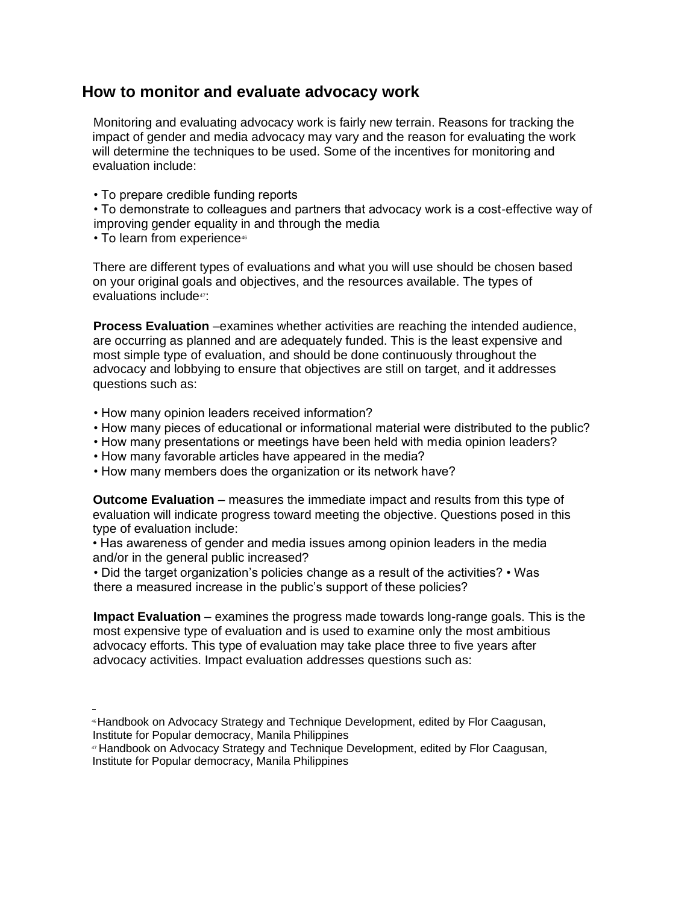## How to monitor and evaluate advocacy work

Monitoring and evaluating advocacy work is fairly new terrain. Reasons for tracking the impact of gender and media advocacy may vary and the reason for evaluating the work will determine the techniques to be used. Some of the incentives for monitoring and evaluation include:

- To prepare credible funding reports
- To demonstrate to colleagues and partners that advocacy work is a cost-effective way of improving gender equality in and through the media
- To learn from experience[46]

There are different types of evaluations and what you will use should be chosen based on your original goals and objectives, and the resources available. The types of evaluations include[47]:

**Process Evaluation** –examines whether activities are reaching the intended audience, are occurring as planned and are adequately funded. This is the least expensive and most simple type of evaluation, and should be done continuously throughout the advocacy and lobbying to ensure that objectives are still on target, and it addresses questions such as:

- How many opinion leaders received information?
- How many pieces of educational or informational material were distributed to the public?
- How many presentations or meetings have been held with media opinion leaders?
- How many favorable articles have appeared in the media?
- How many members does the organization or its network have?

**Outcome Evaluation** – measures the immediate impact and results from this type of evaluation will indicate progress toward meeting the objective. Questions posed in this type of evaluation include:

- Has awareness of gender and media issues among opinion leaders in the media and/or in the general public increased?
- Did the target organization's policies change as a result of the activities?
- Was there a measured increase in the public's support of these policies?

**Impact Evaluation** – examines the progress made towards long-range goals. This is the most expensive type of evaluation and is used to examine only the most ambitious advocacy efforts. This type of evaluation may take place three to five years after advocacy activities. Impact evaluation addresses questions such as:

---

[46] Handbook on Advocacy Strategy and Technique Development, edited by Flor Caagusan, Institute for Popular democracy, Manila Philippines

[47] Handbook on Advocacy Strategy and Technique Development, edited by Flor Caagusan, Institute for Popular democracy, Manila Philippines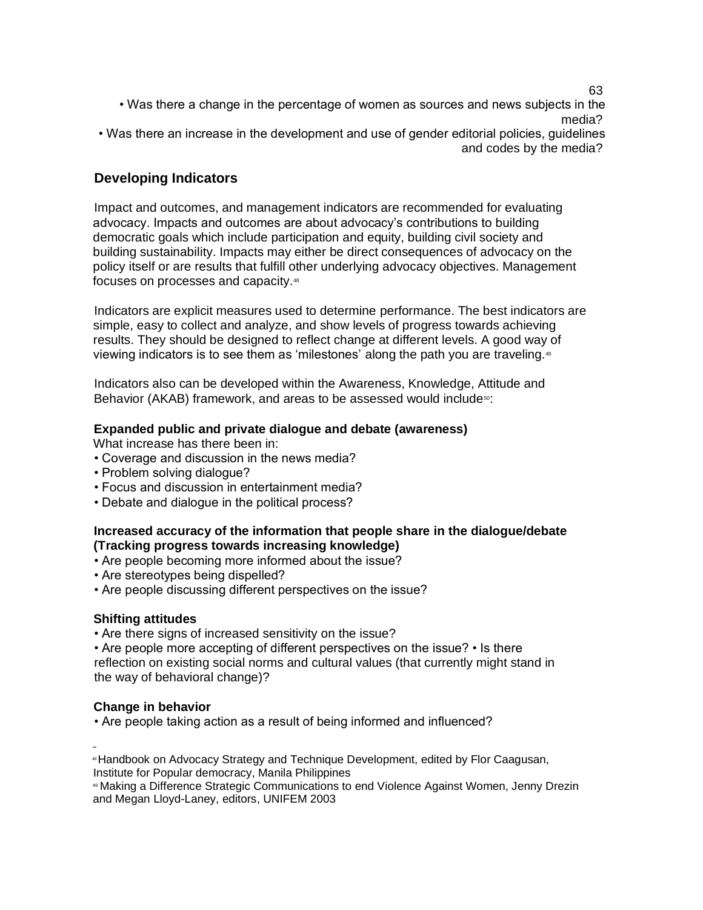• Was there a change in the percentage of women as sources and news subjects in the media?
• Was there an increase in the development and use of gender editorial policies, guidelines and codes by the media?

## Developing Indicators

Impact and outcomes, and management indicators are recommended for evaluating advocacy. Impacts and outcomes are about advocacy's contributions to building democratic goals which include participation and equity, building civil society and building sustainability. Impacts may either be direct consequences of advocacy on the policy itself or are results that fulfill other underlying advocacy objectives. Management focuses on processes and capacity.[48]

Indicators are explicit measures used to determine performance. The best indicators are simple, easy to collect and analyze, and show levels of progress towards achieving results. They should be designed to reflect change at different levels. A good way of viewing indicators is to see them as 'milestones' along the path you are traveling.[49]

Indicators also can be developed within the Awareness, Knowledge, Attitude and Behavior (AKAB) framework, and areas to be assessed would include[50]:

**Expanded public and private dialogue and debate (awareness)**
What increase has there been in:
- Coverage and discussion in the news media?
- Problem solving dialogue?
- Focus and discussion in entertainment media?
- Debate and dialogue in the political process?

**Increased accuracy of the information that people share in the dialogue/debate (Tracking progress towards increasing knowledge)**
- Are people becoming more informed about the issue?
- Are stereotypes being dispelled?
- Are people discussing different perspectives on the issue?

**Shifting attitudes**
- Are there signs of increased sensitivity on the issue?
- Are people more accepting of different perspectives on the issue? • Is there reflection on existing social norms and cultural values (that currently might stand in the way of behavioral change)?

**Change in behavior**
- Are people taking action as a result of being informed and influenced?

[48] Handbook on Advocacy Strategy and Technique Development, edited by Flor Caagusan, Institute for Popular democracy, Manila Philippines
[49] Making a Difference Strategic Communications to end Violence Against Women, Jenny Drezin and Megan Lloyd-Laney, editors, UNIFEM 2003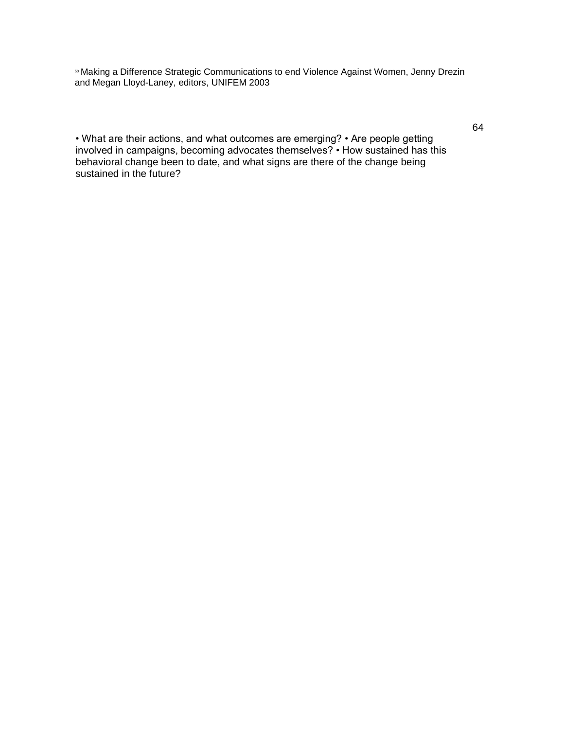[50] Making a Difference Strategic Communications to end Violence Against Women, Jenny Drezin and Megan Lloyd-Laney, editors, UNIFEM 2003

• What are their actions, and what outcomes are emerging? • Are people getting involved in campaigns, becoming advocates themselves? • How sustained has this behavioral change been to date, and what signs are there of the change being sustained in the future?